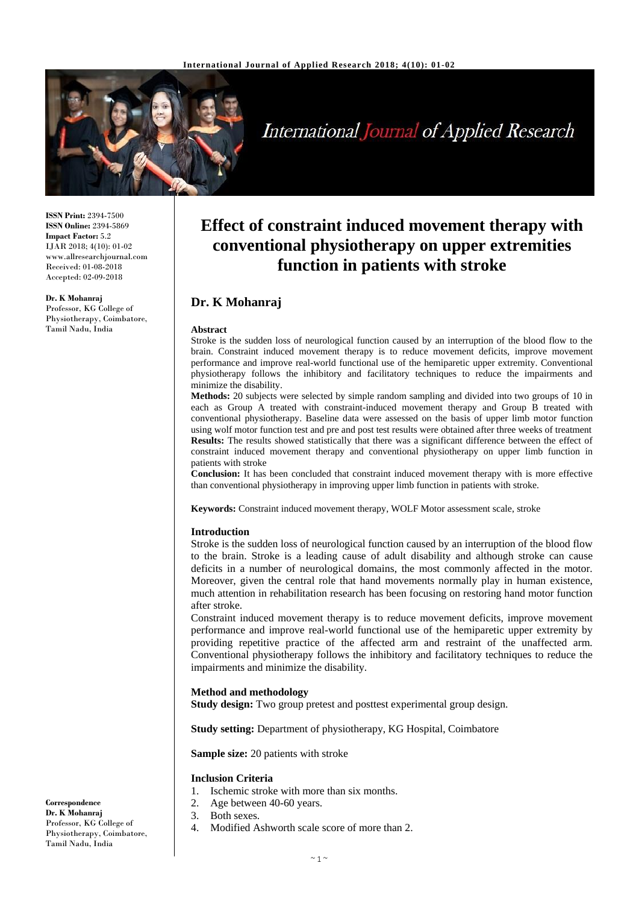ISSN Print: 2394-7500
ISSN Online: 2394-5869
Impact Factor: 5.2
IJAR 2018; 4(10): 01-02
www.allresearchjournal.com
Received: 01-08-2018
Accepted: 02-09-2018

**Dr. K Mohanraj**
Professor, KG College of Physiotherapy, Coimbatore, Tamil Nadu, India

**Correspondence**
**Dr. K Mohanraj**
Professor, KG College of Physiotherapy, Coimbatore, Tamil Nadu, India

# Effect of constraint induced movement therapy with conventional physiotherapy on upper extremities function in patients with stroke

## Dr. K Mohanraj

### Abstract

Stroke is the sudden loss of neurological function caused by an interruption of the blood flow to the brain. Constraint induced movement therapy is to reduce movement deficits, improve movement performance and improve real-world functional use of the hemiparetic upper extremity. Conventional physiotherapy follows the inhibitory and facilitatory techniques to reduce the impairments and minimize the disability.

**Methods:** 20 subjects were selected by simple random sampling and divided into two groups of 10 in each as Group A treated with constraint-induced movement therapy and Group B treated with conventional physiotherapy. Baseline data were assessed on the basis of upper limb motor function using wolf motor function test and pre and post test results were obtained after three weeks of treatment

**Results:** The results showed statistically that there was a significant difference between the effect of constraint induced movement therapy and conventional physiotherapy on upper limb function in patients with stroke

**Conclusion:** It has been concluded that constraint induced movement therapy with is more effective than conventional physiotherapy in improving upper limb function in patients with stroke.

**Keywords:** Constraint induced movement therapy, WOLF Motor assessment scale, stroke

### Introduction

Stroke is the sudden loss of neurological function caused by an interruption of the blood flow to the brain. Stroke is a leading cause of adult disability and although stroke can cause deficits in a number of neurological domains, the most commonly affected in the motor. Moreover, given the central role that hand movements normally play in human existence, much attention in rehabilitation research has been focusing on restoring hand motor function after stroke.

Constraint induced movement therapy is to reduce movement deficits, improve movement performance and improve real-world functional use of the hemiparetic upper extremity by providing repetitive practice of the affected arm and restraint of the unaffected arm. Conventional physiotherapy follows the inhibitory and facilitatory techniques to reduce the impairments and minimize the disability.

### Method and methodology

**Study design:** Two group pretest and posttest experimental group design.

**Study setting:** Department of physiotherapy, KG Hospital, Coimbatore

**Sample size:** 20 patients with stroke

### Inclusion Criteria

1. Ischemic stroke with more than six months.
2. Age between 40-60 years.
3. Both sexes.
4. Modified Ashworth scale score of more than 2.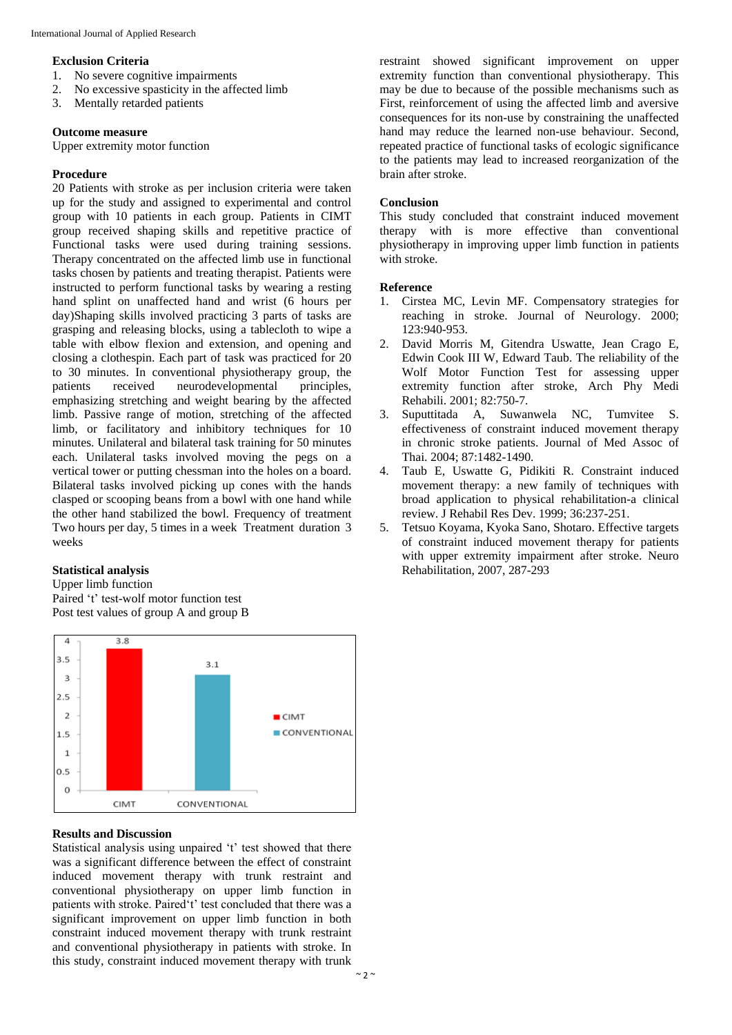### Exclusion Criteria

1. No severe cognitive impairments
2. No excessive spasticity in the affected limb
3. Mentally retarded patients

### Outcome measure

Upper extremity motor function

### Procedure

20 Patients with stroke as per inclusion criteria were taken up for the study and assigned to experimental and control group with 10 patients in each group. Patients in CIMT group received shaping skills and repetitive practice of Functional tasks were used during training sessions. Therapy concentrated on the affected limb use in functional tasks chosen by patients and treating therapist. Patients were instructed to perform functional tasks by wearing a resting hand splint on unaffected hand and wrist (6 hours per day)Shaping skills involved practicing 3 parts of tasks are grasping and releasing blocks, using a tablecloth to wipe a table with elbow flexion and extension, and opening and closing a clothespin. Each part of task was practiced for 20 to 30 minutes. In conventional physiotherapy group, the patients received neurodevelopmental principles, emphasizing stretching and weight bearing by the affected limb. Passive range of motion, stretching of the affected limb, or facilitatory and inhibitory techniques for 10 minutes. Unilateral and bilateral task training for 50 minutes each. Unilateral tasks involved moving the pegs on a vertical tower or putting chessman into the holes on a board. Bilateral tasks involved picking up cones with the hands clasped or scooping beans from a bowl with one hand while the other hand stabilized the bowl. Frequency of treatment Two hours per day, 5 times in a week Treatment duration 3 weeks

### Statistical analysis

Upper limb function
Paired 't' test-wolf motor function test
Post test values of group A and group B

3.8
3.1
CIMT
CONVENTIONAL
4
3.5
3
2.5
2
1.5
1
0.5
0
CIMT
CONVENTIONAL

### Results and Discussion

Statistical analysis using unpaired 't' test showed that there was a significant difference between the effect of constraint induced movement therapy with trunk restraint and conventional physiotherapy on upper limb function in patients with stroke. Paired't' test concluded that there was a significant improvement on upper limb function in both constraint induced movement therapy with trunk restraint and conventional physiotherapy in patients with stroke. In this study, constraint induced movement therapy with trunk restraint showed significant improvement on upper extremity function than conventional physiotherapy. This may be due to because of the possible mechanisms such as First, reinforcement of using the affected limb and aversive consequences for its non-use by constraining the unaffected hand may reduce the learned non-use behaviour. Second, repeated practice of functional tasks of ecologic significance to the patients may lead to increased reorganization of the brain after stroke.

### Conclusion

This study concluded that constraint induced movement therapy with is more effective than conventional physiotherapy in improving upper limb function in patients with stroke.

### Reference

1. Cirstea MC, Levin MF. Compensatory strategies for reaching in stroke. Journal of Neurology. 2000; 123:940-953.
2. David Morris M, Gitendra Uswatte, Jean Crago E, Edwin Cook III W, Edward Taub. The reliability of the Wolf Motor Function Test for assessing upper extremity function after stroke, Arch Phy Medi Rehabili. 2001; 82:750-7.
3. Suputtitada A, Suwanwela NC, Tumvitee S. effectiveness of constraint induced movement therapy in chronic stroke patients. Journal of Med Assoc of Thai. 2004; 87:1482-1490.
4. Taub E, Uswatte G, Pidikiti R. Constraint induced movement therapy: a new family of techniques with broad application to physical rehabilitation-a clinical review. J Rehabil Res Dev. 1999; 36:237-251.
5. Tetsuo Koyama, Kyoka Sano, Shotaro. Effective targets of constraint induced movement therapy for patients with upper extremity impairment after stroke. Neuro Rehabilitation, 2007, 287-293